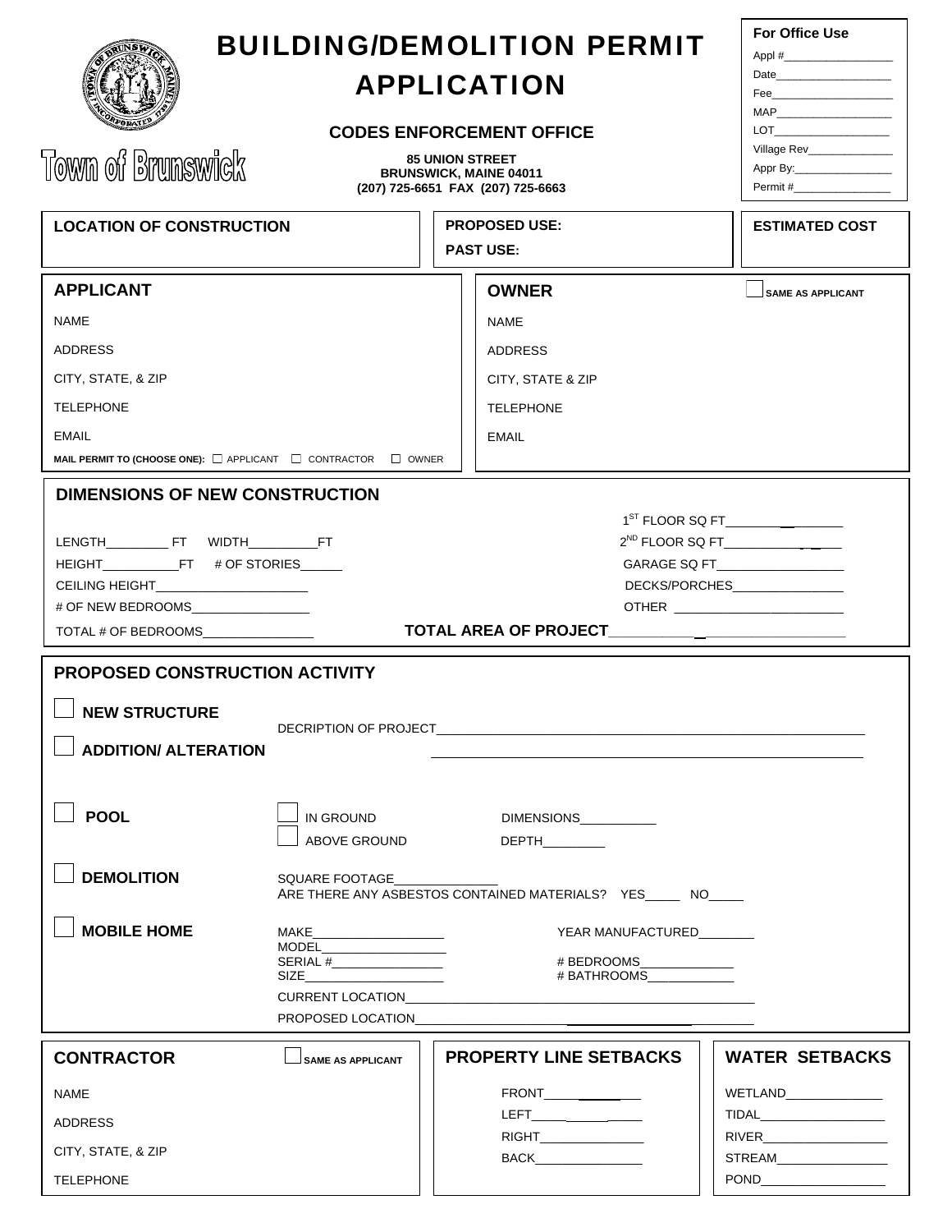# BUILDING/DEMOLITION PERMIT APPLICATION

**CODES ENFORCEMENT OFFICE**

Town of Brunswick

**85 UNION STREET**
**BRUNSWICK, MAINE 04011**
**(207) 725-6651 FAX (207) 725-6663**

**For Office Use**

Appl #__________________
Date___________________
Fee____________________
MAP___________________
LOT___________________
Village Rev_____________
Appr By:_______________
Permit #_______________

| **LOCATION OF CONSTRUCTION** | **PROPOSED USE:** <br> **PAST USE:** | **ESTIMATED COST** |
|---|---|---|

## APPLICANT

NAME

ADDRESS

CITY, STATE, & ZIP

TELEPHONE

EMAIL

**MAIL PERMIT TO (CHOOSE ONE):** ☐ APPLICANT ☐ CONTRACTOR ☐ OWNER

## OWNER

☐ **SAME AS APPLICANT**

NAME

ADDRESS

CITY, STATE & ZIP

TELEPHONE

EMAIL

## DIMENSIONS OF NEW CONSTRUCTION

LENGTH_________ FT WIDTH__________FT

HEIGHT___________FT # OF STORIES______

CEILING HEIGHT______________________

# OF NEW BEDROOMS_________________

TOTAL # OF BEDROOMS________________

1ST FLOOR SQ FT________________

2ND FLOOR SQ FT________________

GARAGE SQ FT__________________

DECKS/PORCHES________________

OTHER ________________________

**TOTAL AREA OF PROJECT**______________________________

## PROPOSED CONSTRUCTION ACTIVITY

☐ **NEW STRUCTURE**

☐ **ADDITION/ ALTERATION**

DECRIPTION OF PROJECT____________________________________________________________

_____________________________________________________________

☐ **POOL**

☐ IN GROUND DIMENSIONS___________

☐ ABOVE GROUND DEPTH_________

☐ **DEMOLITION**

SQUARE FOOTAGE_______________

ARE THERE ANY ASBESTOS CONTAINED MATERIALS? YES_____ NO_____

☐ **MOBILE HOME**

MAKE___________________ YEAR MANUFACTURED________

MODEL__________________

SERIAL #________________ # BEDROOMS_____________

SIZE____________________ # BATHROOMS____________

CURRENT LOCATION__________________________________________________

PROPOSED LOCATION_________________________________________________

## CONTRACTOR

☐ **SAME AS APPLICANT**

NAME

ADDRESS

CITY, STATE, & ZIP

TELEPHONE

## PROPERTY LINE SETBACKS

FRONT______________

LEFT_______________

RIGHT______________

BACK_______________

## WATER SETBACKS

WETLAND______________

TIDAL_________________

RIVER_________________

STREAM_______________

POND_________________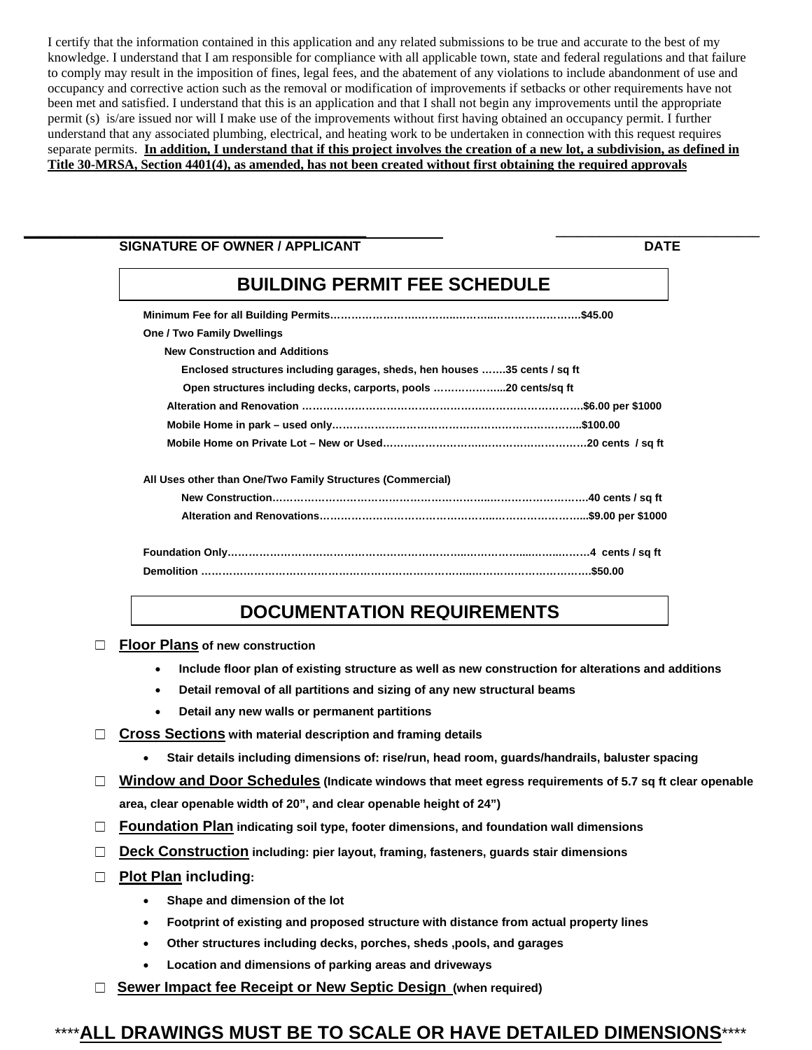I certify that the information contained in this application and any related submissions to be true and accurate to the best of my knowledge. I understand that I am responsible for compliance with all applicable town, state and federal regulations and that failure to comply may result in the imposition of fines, legal fees, and the abatement of any violations to include abandonment of use and occupancy and corrective action such as the removal or modification of improvements if setbacks or other requirements have not been met and satisfied. I understand that this is an application and that I shall not begin any improvements until the appropriate permit (s) is/are issued nor will I make use of the improvements without first having obtained an occupancy permit. I further understand that any associated plumbing, electrical, and heating work to be undertaken in connection with this request requires separate permits. **In addition, I understand that if this project involves the creation of a new lot, a subdivision, as defined in Title 30-MRSA, Section 4401(4), as amended, has not been created without first obtaining the required approvals**

______________________________________________________ ____________________________

**SIGNATURE OF OWNER / APPLICANT** **DATE**

## BUILDING PERMIT FEE SCHEDULE

**Minimum Fee for all Building Permits……………………………………………………………$45.00**

**One / Two Family Dwellings**

- **New Construction and Additions**
  - **Enclosed structures including garages, sheds, hen houses …….35 cents / sq ft**
  - **Open structures including decks, carports, pools ………………...20 cents/sq ft**
- **Alteration and Renovation ……………………………………………………………………$6.00 per $1000**
- **Mobile Home in park – used only……………………………………………………………..$100.00**
- **Mobile Home on Private Lot – New or Used……………………………………………………20 cents / sq ft**

**All Uses other than One/Two Family Structures (Commercial)**

- **New Construction…………………………………………………………………………….40 cents / sq ft**
- **Alteration and Renovations………………………………………………………………...$9.00 per $1000**

**Foundation Only……………………………………………………………………………………4 cents / sq ft**

**Demolition ………………………………………………………………………………………….$50.00**

## DOCUMENTATION REQUIREMENTS

- ☐ **Floor Plans of new construction**
  - **Include floor plan of existing structure as well as new construction for alterations and additions**
  - **Detail removal of all partitions and sizing of any new structural beams**
  - **Detail any new walls or permanent partitions**
- ☐ **Cross Sections with material description and framing details**
  - **Stair details including dimensions of: rise/run, head room, guards/handrails, baluster spacing**
- ☐ **Window and Door Schedules (Indicate windows that meet egress requirements of 5.7 sq ft clear openable area, clear openable width of 20", and clear openable height of 24")**
- ☐ **Foundation Plan indicating soil type, footer dimensions, and foundation wall dimensions**
- ☐ **Deck Construction including: pier layout, framing, fasteners, guards stair dimensions**
- ☐ **Plot Plan including:**
  - **Shape and dimension of the lot**
  - **Footprint of existing and proposed structure with distance from actual property lines**
  - **Other structures including decks, porches, sheds ,pools, and garages**
  - **Location and dimensions of parking areas and driveways**
- ☐ **Sewer Impact fee Receipt or New Septic Design (when required)**

****ALL DRAWINGS MUST BE TO SCALE OR HAVE DETAILED DIMENSIONS****